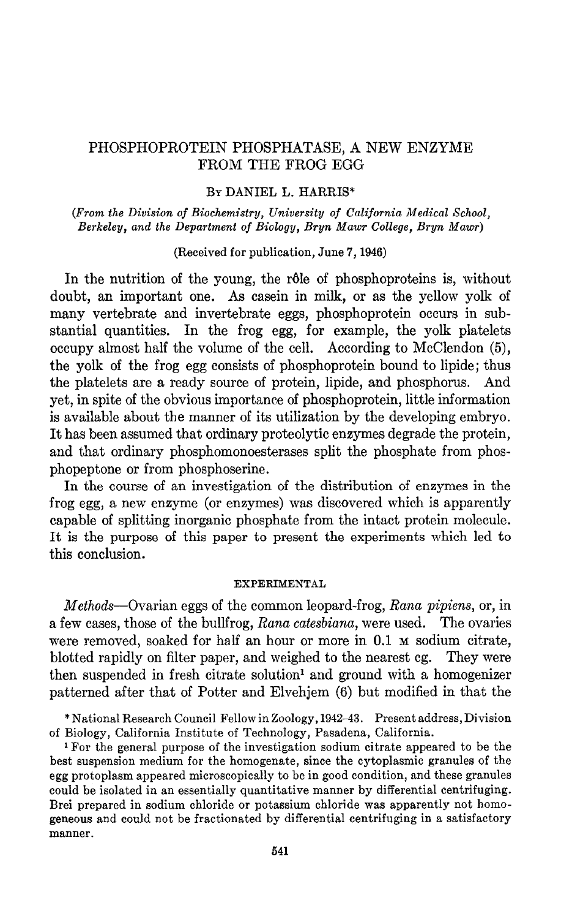# PHOSPHOPROTEIN PHOSPHATASE, A NEW ENZYME FROM THE FROG EGG

By DANIEL L. HARRIS*

*(From the Division of Biochemistry, University of California Medical School, Berkeley, and the Department of Biology, Bryn Mawr College, Bryn Mawr)*

(Received for publication, June 7, 1946)

In the nutrition of the young, the rôle of phosphoproteins is, without doubt, an important one. As casein in milk, or as the yellow yolk of many vertebrate and invertebrate eggs, phosphoprotein occurs in substantial quantities. In the frog egg, for example, the yolk platelets occupy almost half the volume of the cell. According to McClendon (5), the yolk of the frog egg consists of phosphoprotein bound to lipide; thus the platelets are a ready source of protein, lipide, and phosphorus. And yet, in spite of the obvious importance of phosphoprotein, little information is available about the manner of its utilization by the developing embryo. It has been assumed that ordinary proteolytic enzymes degrade the protein, and that ordinary phosphomonoesterases split the phosphate from phosphopeptone or from phosphoserine.

In the course of an investigation of the distribution of enzymes in the frog egg, a new enzyme (or enzymes) was discovered which is apparently capable of splitting inorganic phosphate from the intact protein molecule. It is the purpose of this paper to present the experiments which led to this conclusion.

## EXPERIMENTAL

*Methods*—Ovarian eggs of the common leopard-frog, *Rana pipiens*, or, in a few cases, those of the bullfrog, *Rana catesbiana*, were used. The ovaries were removed, soaked for half an hour or more in 0.1 M sodium citrate, blotted rapidly on filter paper, and weighed to the nearest cg. They were then suspended in fresh citrate solution[1] and ground with a homogenizer patterned after that of Potter and Elvehjem (6) but modified in that the

---

* National Research Council Fellow in Zoology, 1942–43. Present address, Division of Biology, California Institute of Technology, Pasadena, California.

[1] For the general purpose of the investigation sodium citrate appeared to be the best suspension medium for the homogenate, since the cytoplasmic granules of the egg protoplasm appeared microscopically to be in good condition, and these granules could be isolated in an essentially quantitative manner by differential centrifuging. Brei prepared in sodium chloride or potassium chloride was apparently not homogeneous and could not be fractionated by differential centrifuging in a satisfactory manner.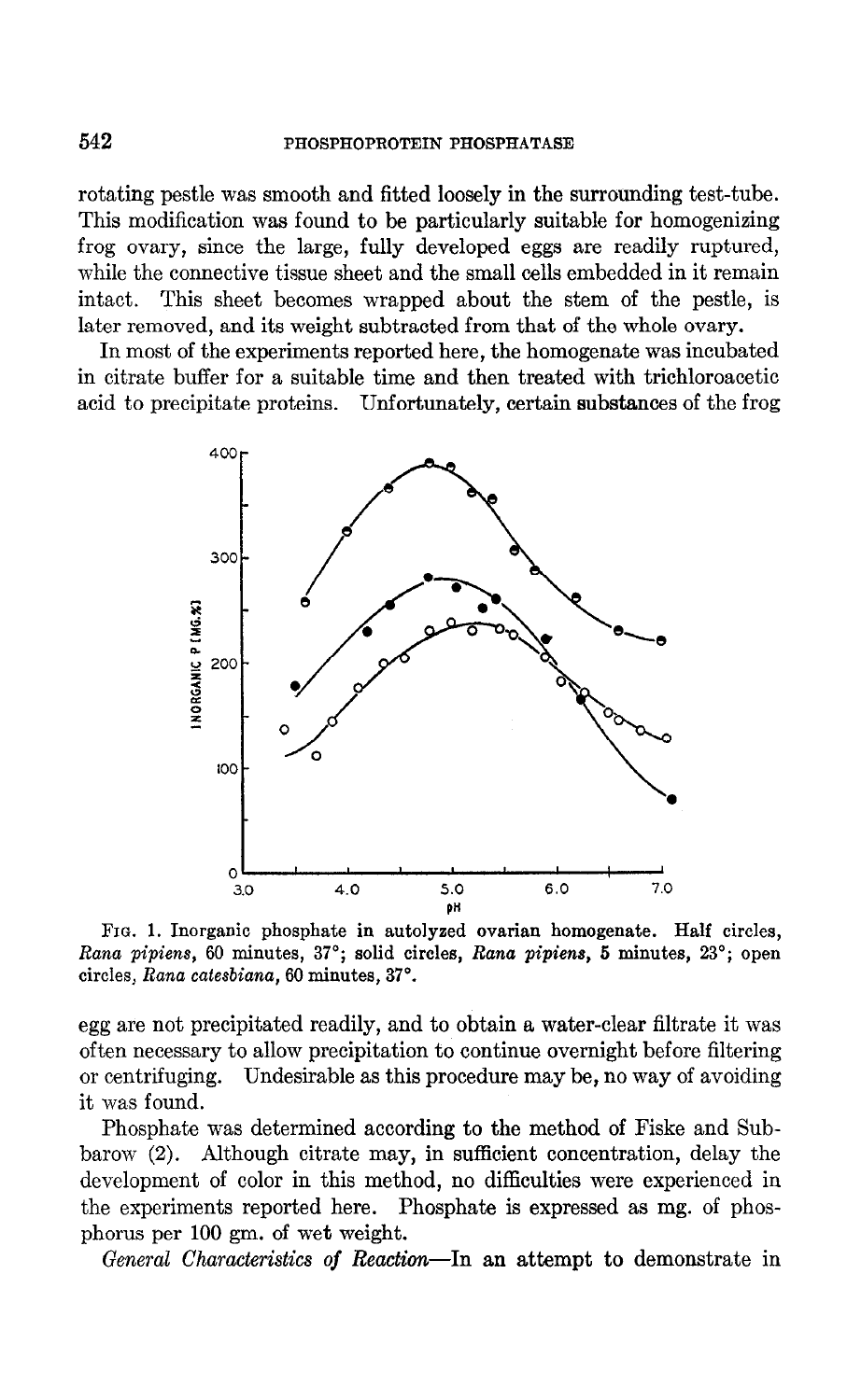rotating pestle was smooth and fitted loosely in the surrounding test-tube. This modification was found to be particularly suitable for homogenizing frog ovary, since the large, fully developed eggs are readily ruptured, while the connective tissue sheet and the small cells embedded in it remain intact. This sheet becomes wrapped about the stem of the pestle, is later removed, and its weight subtracted from that of the whole ovary.

In most of the experiments reported here, the homogenate was incubated in citrate buffer for a suitable time and then treated with trichloroacetic acid to precipitate proteins. Unfortunately, certain substances of the frog egg are not precipitated readily, and to obtain a water-clear filtrate it was often necessary to allow precipitation to continue overnight before filtering or centrifuging. Undesirable as this procedure may be, no way of avoiding it was found.

Fig. 1. Inorganic phosphate in autolyzed ovarian homogenate. Half circles, *Rana pipiens*, 60 minutes, 37°; solid circles, *Rana pipiens*, 5 minutes, 23°; open circles, *Rana catesbiana*, 60 minutes, 37°.

Phosphate was determined according to the method of Fiske and Subbarow (2). Although citrate may, in sufficient concentration, delay the development of color in this method, no difficulties were experienced in the experiments reported here. Phosphate is expressed as mg. of phosphorus per 100 gm. of wet weight.

*General Characteristics of Reaction*—In an attempt to demonstrate in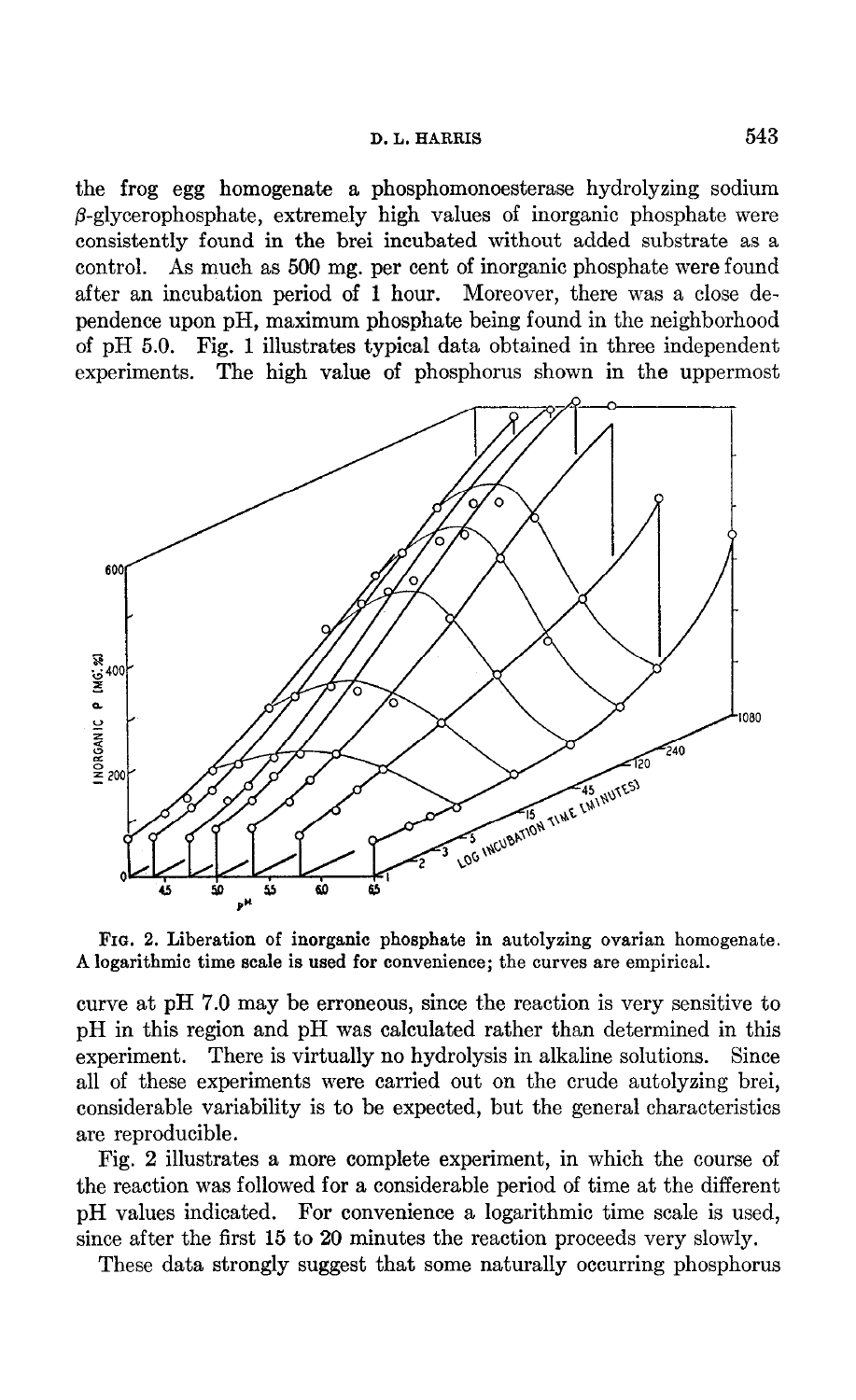the frog egg homogenate a phosphomonoesterase hydrolyzing sodium β-glycerophosphate, extremely high values of inorganic phosphate were consistently found in the brei incubated without added substrate as a control. As much as 500 mg. per cent of inorganic phosphate were found after an incubation period of 1 hour. Moreover, there was a close dependence upon pH, maximum phosphate being found in the neighborhood of pH 5.0. Fig. 1 illustrates typical data obtained in three independent experiments. The high value of phosphorus shown in the uppermost

FIG. 2. Liberation of inorganic phosphate in autolyzing ovarian homogenate. A logarithmic time scale is used for convenience; the curves are empirical.

curve at pH 7.0 may be erroneous, since the reaction is very sensitive to pH in this region and pH was calculated rather than determined in this experiment. There is virtually no hydrolysis in alkaline solutions. Since all of these experiments were carried out on the crude autolyzing brei, considerable variability is to be expected, but the general characteristics are reproducible.

Fig. 2 illustrates a more complete experiment, in which the course of the reaction was followed for a considerable period of time at the different pH values indicated. For convenience a logarithmic time scale is used, since after the first 15 to 20 minutes the reaction proceeds very slowly.

These data strongly suggest that some naturally occurring phosphorus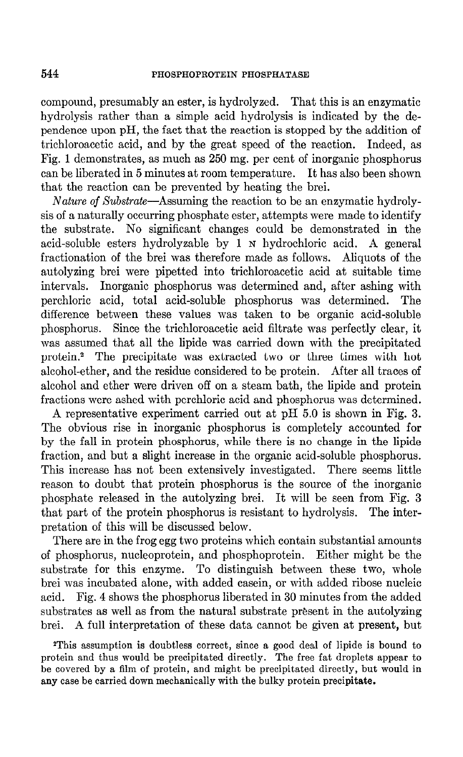compound, presumably an ester, is hydrolyzed. That this is an enzymatic hydrolysis rather than a simple acid hydrolysis is indicated by the dependence upon pH, the fact that the reaction is stopped by the addition of trichloroacetic acid, and by the great speed of the reaction. Indeed, as Fig. 1 demonstrates, as much as 250 mg. per cent of inorganic phosphorus can be liberated in 5 minutes at room temperature. It has also been shown that the reaction can be prevented by heating the brei.

*Nature of Substrate*—Assuming the reaction to be an enzymatic hydrolysis of a naturally occurring phosphate ester, attempts were made to identify the substrate. No significant changes could be demonstrated in the acid-soluble esters hydrolyzable by 1 N hydrochloric acid. A general fractionation of the brei was therefore made as follows. Aliquots of the autolyzing brei were pipetted into trichloroacetic acid at suitable time intervals. Inorganic phosphorus was determined and, after ashing with perchloric acid, total acid-soluble phosphorus was determined. The difference between these values was taken to be organic acid-soluble phosphorus. Since the trichloroacetic acid filtrate was perfectly clear, it was assumed that all the lipide was carried down with the precipitated protein.[2] The precipitate was extracted two or three times with hot alcohol-ether, and the residue considered to be protein. After all traces of alcohol and ether were driven off on a steam bath, the lipide and protein fractions were ashed with perchloric acid and phosphorus was determined.

A representative experiment carried out at pH 5.0 is shown in Fig. 3. The obvious rise in inorganic phosphorus is completely accounted for by the fall in protein phosphorus, while there is no change in the lipide fraction, and but a slight increase in the organic acid-soluble phosphorus. This increase has not been extensively investigated. There seems little reason to doubt that protein phosphorus is the source of the inorganic phosphate released in the autolyzing brei. It will be seen from Fig. 3 that part of the protein phosphorus is resistant to hydrolysis. The interpretation of this will be discussed below.

There are in the frog egg two proteins which contain substantial amounts of phosphorus, nucleoprotein, and phosphoprotein. Either might be the substrate for this enzyme. To distinguish between these two, whole brei was incubated alone, with added casein, or with added ribose nucleic acid. Fig. 4 shows the phosphorus liberated in 30 minutes from the added substrates as well as from the natural substrate present in the autolyzing brei. A full interpretation of these data cannot be given at present, but

[2]This assumption is doubtless correct, since a good deal of lipide is bound to protein and thus would be precipitated directly. The free fat droplets appear to be covered by a film of protein, and might be precipitated directly, but would in any case be carried down mechanically with the bulky protein precipitate.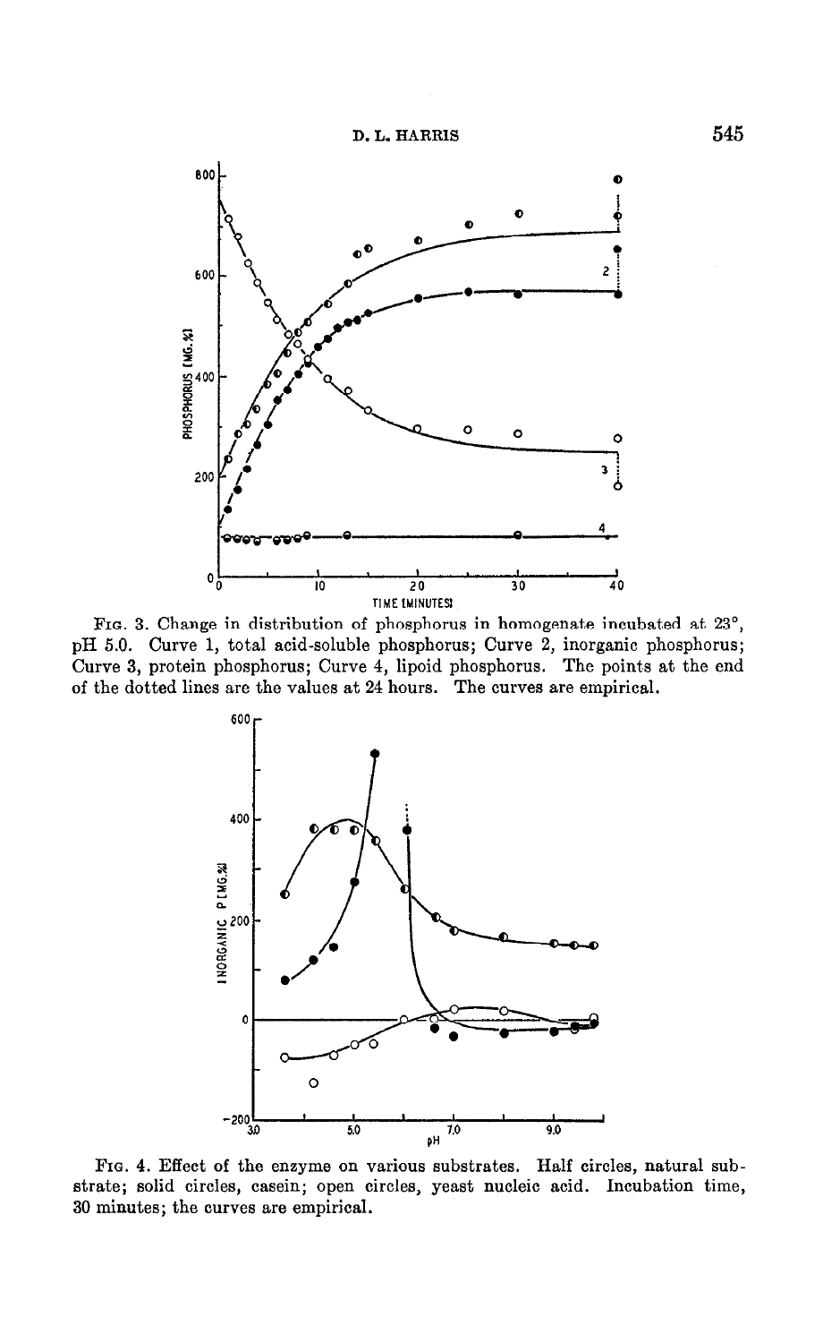FIG. 3. Change in distribution of phosphorus in homogenate incubated at 23°, pH 5.0. Curve 1, total acid-soluble phosphorus; Curve 2, inorganic phosphorus; Curve 3, protein phosphorus; Curve 4, lipoid phosphorus. The points at the end of the dotted lines are the values at 24 hours. The curves are empirical.

FIG. 4. Effect of the enzyme on various substrates. Half circles, natural substrate; solid circles, casein; open circles, yeast nucleic acid. Incubation time, 30 minutes; the curves are empirical.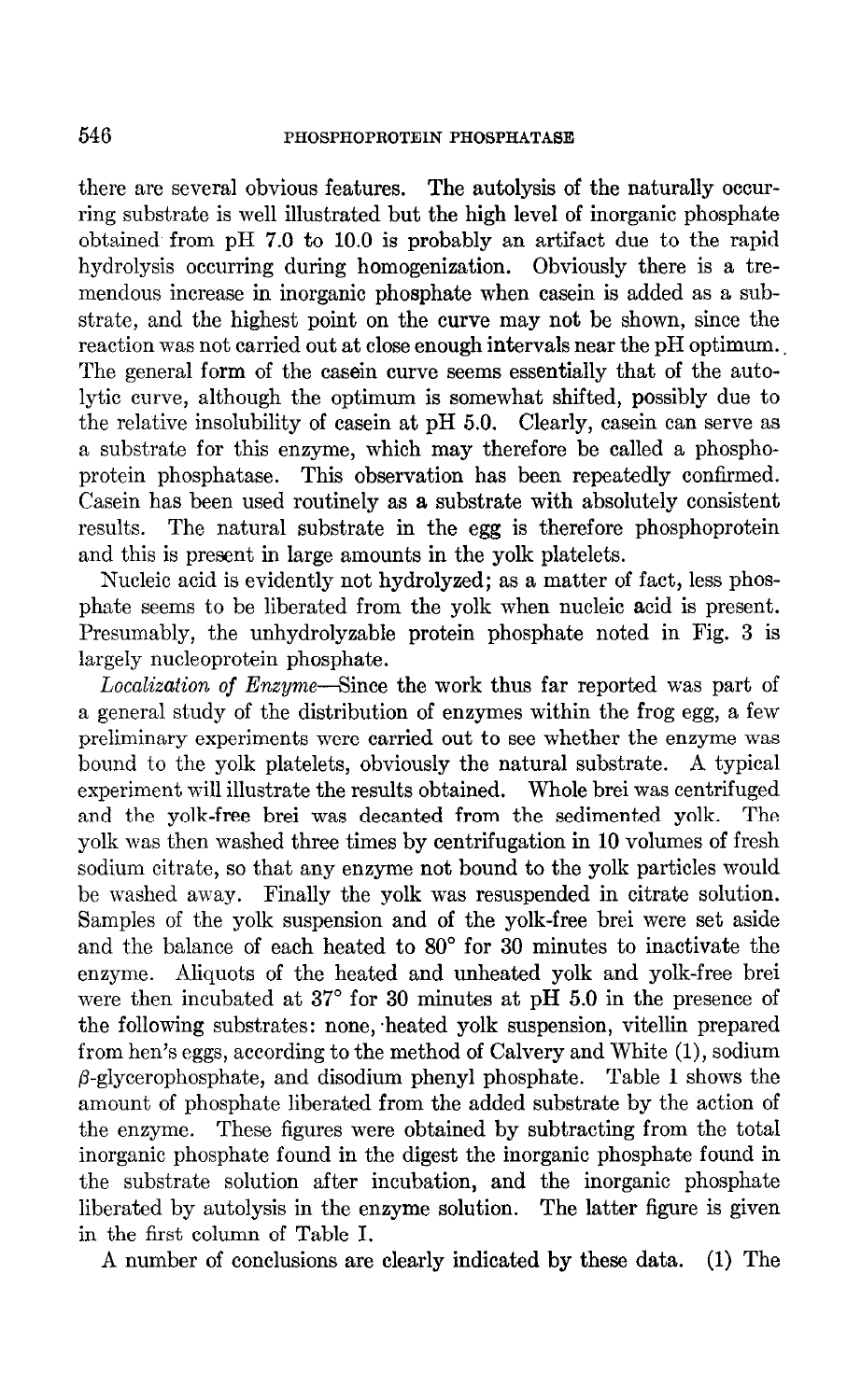there are several obvious features. The autolysis of the naturally occurring substrate is well illustrated but the high level of inorganic phosphate obtained from pH 7.0 to 10.0 is probably an artifact due to the rapid hydrolysis occurring during homogenization. Obviously there is a tremendous increase in inorganic phosphate when casein is added as a substrate, and the highest point on the curve may not be shown, since the reaction was not carried out at close enough intervals near the pH optimum. The general form of the casein curve seems essentially that of the autolytic curve, although the optimum is somewhat shifted, possibly due to the relative insolubility of casein at pH 5.0. Clearly, casein can serve as a substrate for this enzyme, which may therefore be called a phosphoprotein phosphatase. This observation has been repeatedly confirmed. Casein has been used routinely as a substrate with absolutely consistent results. The natural substrate in the egg is therefore phosphoprotein and this is present in large amounts in the yolk platelets.

Nucleic acid is evidently not hydrolyzed; as a matter of fact, less phosphate seems to be liberated from the yolk when nucleic acid is present. Presumably, the unhydrolyzable protein phosphate noted in Fig. 3 is largely nucleoprotein phosphate.

*Localization of Enzyme*—Since the work thus far reported was part of a general study of the distribution of enzymes within the frog egg, a few preliminary experiments were carried out to see whether the enzyme was bound to the yolk platelets, obviously the natural substrate. A typical experiment will illustrate the results obtained. Whole brei was centrifuged and the yolk-free brei was decanted from the sedimented yolk. The yolk was then washed three times by centrifugation in 10 volumes of fresh sodium citrate, so that any enzyme not bound to the yolk particles would be washed away. Finally the yolk was resuspended in citrate solution. Samples of the yolk suspension and of the yolk-free brei were set aside and the balance of each heated to 80° for 30 minutes to inactivate the enzyme. Aliquots of the heated and unheated yolk and yolk-free brei were then incubated at 37° for 30 minutes at pH 5.0 in the presence of the following substrates: none, heated yolk suspension, vitellin prepared from hen's eggs, according to the method of Calvery and White (1), sodium $\beta$-glycerophosphate, and disodium phenyl phosphate. Table I shows the amount of phosphate liberated from the added substrate by the action of the enzyme. These figures were obtained by subtracting from the total inorganic phosphate found in the digest the inorganic phosphate found in the substrate solution after incubation, and the inorganic phosphate liberated by autolysis in the enzyme solution. The latter figure is given in the first column of Table I.

A number of conclusions are clearly indicated by these data. (1) The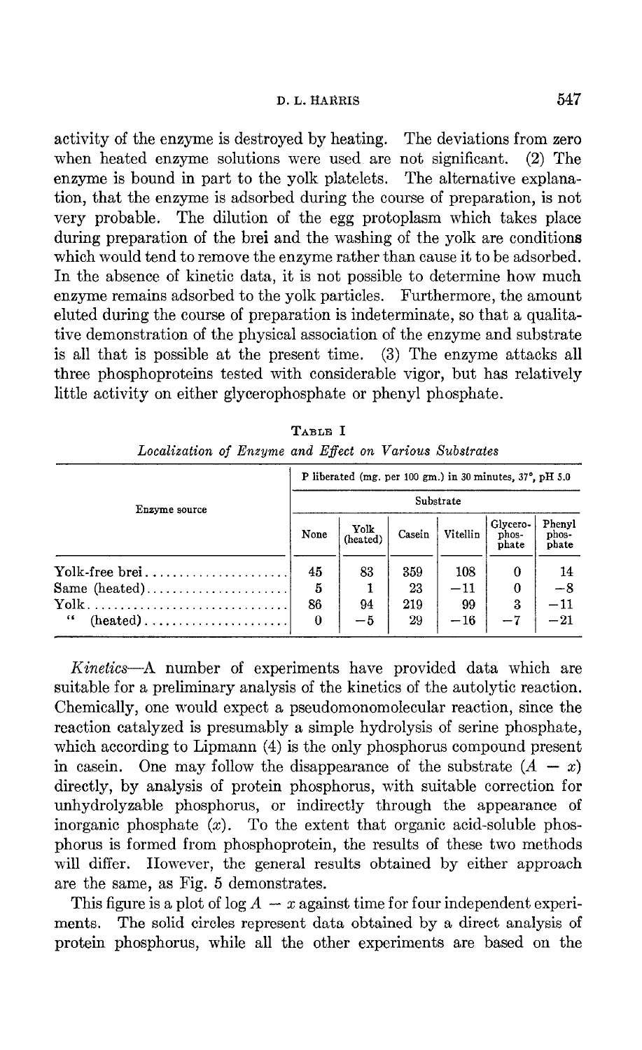activity of the enzyme is destroyed by heating. The deviations from zero when heated enzyme solutions were used are not significant. (2) The enzyme is bound in part to the yolk platelets. The alternative explanation, that the enzyme is adsorbed during the course of preparation, is not very probable. The dilution of the egg protoplasm which takes place during preparation of the brei and the washing of the yolk are conditions which would tend to remove the enzyme rather than cause it to be adsorbed. In the absence of kinetic data, it is not possible to determine how much enzyme remains adsorbed to the yolk particles. Furthermore, the amount eluted during the course of preparation is indeterminate, so that a qualitative demonstration of the physical association of the enzyme and substrate is all that is possible at the present time. (3) The enzyme attacks all three phosphoproteins tested with considerable vigor, but has relatively little activity on either glycerophosphate or phenyl phosphate.

TABLE I

*Localization of Enzyme and Effect on Various Substrates*

| Enzyme source | P liberated (mg. per 100 gm.) in 30 minutes, 37°, pH 5.0 | | | | | |
|---|---|---|---|---|---|---|
| | Substrate | | | | | |
| | None | Yolk (heated) | Casein | Vitellin | Glycero-phosphate | Phenyl phosphate |
| Yolk-free brei | 45 | 83 | 359 | 108 | 0 | 14 |
| Same (heated) | 5 | 1 | 23 | −11 | 0 | −8 |
| Yolk | 86 | 94 | 219 | 99 | 3 | −11 |
| " (heated) | 0 | −5 | 29 | −16 | −7 | −21 |

*Kinetics*—A number of experiments have provided data which are suitable for a preliminary analysis of the kinetics of the autolytic reaction. Chemically, one would expect a pseudomonomolecular reaction, since the reaction catalyzed is presumably a simple hydrolysis of serine phosphate, which according to Lipmann (4) is the only phosphorus compound present in casein. One may follow the disappearance of the substrate $(A - x)$ directly, by analysis of protein phosphorus, with suitable correction for unhydrolyzable phosphorus, or indirectly through the appearance of inorganic phosphate $(x)$. To the extent that organic acid-soluble phosphorus is formed from phosphoprotein, the results of these two methods will differ. However, the general results obtained by either approach are the same, as Fig. 5 demonstrates.

This figure is a plot of $\log A - x$ against time for four independent experiments. The solid circles represent data obtained by a direct analysis of protein phosphorus, while all the other experiments are based on the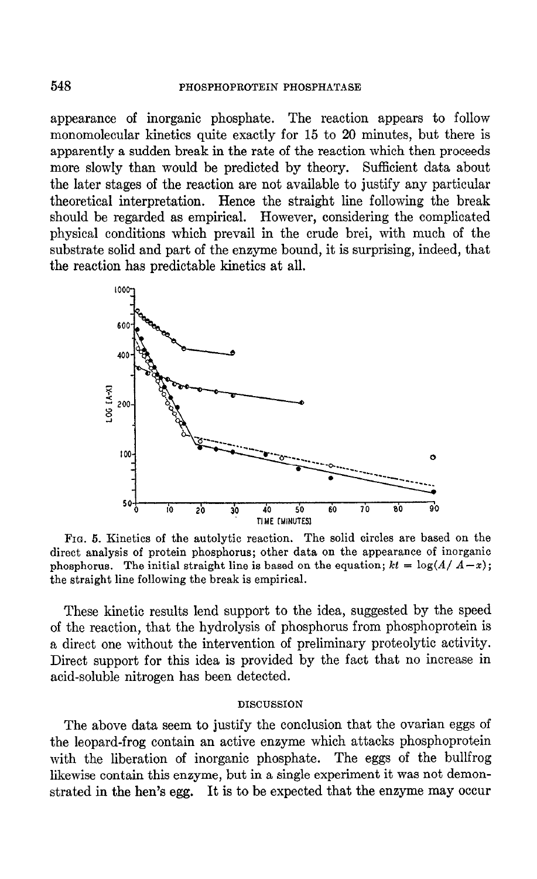appearance of inorganic phosphate. The reaction appears to follow monomolecular kinetics quite exactly for 15 to 20 minutes, but there is apparently a sudden break in the rate of the reaction which then proceeds more slowly than would be predicted by theory. Sufficient data about the later stages of the reaction are not available to justify any particular theoretical interpretation. Hence the straight line following the break should be regarded as empirical. However, considering the complicated physical conditions which prevail in the crude brei, with much of the substrate solid and part of the enzyme bound, it is surprising, indeed, that the reaction has predictable kinetics at all.

FIG. 5. Kinetics of the autolytic reaction. The solid circles are based on the direct analysis of protein phosphorus; other data on the appearance of inorganic phosphorus. The initial straight line is based on the equation; $kt = \log(A/ A-x)$; the straight line following the break is empirical.

These kinetic results lend support to the idea, suggested by the speed of the reaction, that the hydrolysis of phosphorus from phosphoprotein is a direct one without the intervention of preliminary proteolytic activity. Direct support for this idea is provided by the fact that no increase in acid-soluble nitrogen has been detected.

## DISCUSSION

The above data seem to justify the conclusion that the ovarian eggs of the leopard-frog contain an active enzyme which attacks phosphoprotein with the liberation of inorganic phosphate. The eggs of the bullfrog likewise contain this enzyme, but in a single experiment it was not demonstrated in the hen's egg. It is to be expected that the enzyme may occur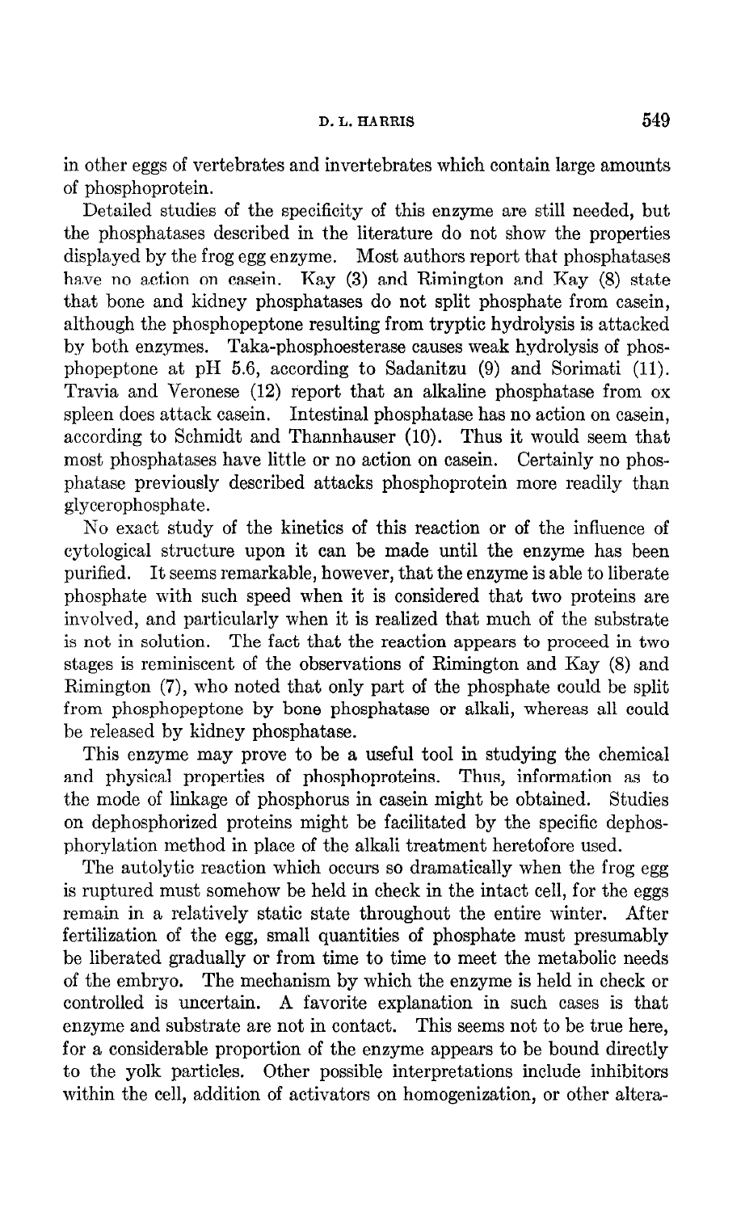in other eggs of vertebrates and invertebrates which contain large amounts of phosphoprotein.

Detailed studies of the specificity of this enzyme are still needed, but the phosphatases described in the literature do not show the properties displayed by the frog egg enzyme. Most authors report that phosphatases have no action on casein. Kay (3) and Rimington and Kay (8) state that bone and kidney phosphatases do not split phosphate from casein, although the phosphopeptone resulting from tryptic hydrolysis is attacked by both enzymes. Taka-phosphoesterase causes weak hydrolysis of phosphopeptone at pH 5.6, according to Sadanitzu (9) and Sorimati (11). Travia and Veronese (12) report that an alkaline phosphatase from ox spleen does attack casein. Intestinal phosphatase has no action on casein, according to Schmidt and Thannhauser (10). Thus it would seem that most phosphatases have little or no action on casein. Certainly no phosphatase previously described attacks phosphoprotein more readily than glycerophosphate.

No exact study of the kinetics of this reaction or of the influence of cytological structure upon it can be made until the enzyme has been purified. It seems remarkable, however, that the enzyme is able to liberate phosphate with such speed when it is considered that two proteins are involved, and particularly when it is realized that much of the substrate is not in solution. The fact that the reaction appears to proceed in two stages is reminiscent of the observations of Rimington and Kay (8) and Rimington (7), who noted that only part of the phosphate could be split from phosphopeptone by bone phosphatase or alkali, whereas all could be released by kidney phosphatase.

This enzyme may prove to be a useful tool in studying the chemical and physical properties of phosphoproteins. Thus, information as to the mode of linkage of phosphorus in casein might be obtained. Studies on dephosphorized proteins might be facilitated by the specific dephosphorylation method in place of the alkali treatment heretofore used.

The autolytic reaction which occurs so dramatically when the frog egg is ruptured must somehow be held in check in the intact cell, for the eggs remain in a relatively static state throughout the entire winter. After fertilization of the egg, small quantities of phosphate must presumably be liberated gradually or from time to time to meet the metabolic needs of the embryo. The mechanism by which the enzyme is held in check or controlled is uncertain. A favorite explanation in such cases is that enzyme and substrate are not in contact. This seems not to be true here, for a considerable proportion of the enzyme appears to be bound directly to the yolk particles. Other possible interpretations include inhibitors within the cell, addition of activators on homogenization, or other altera-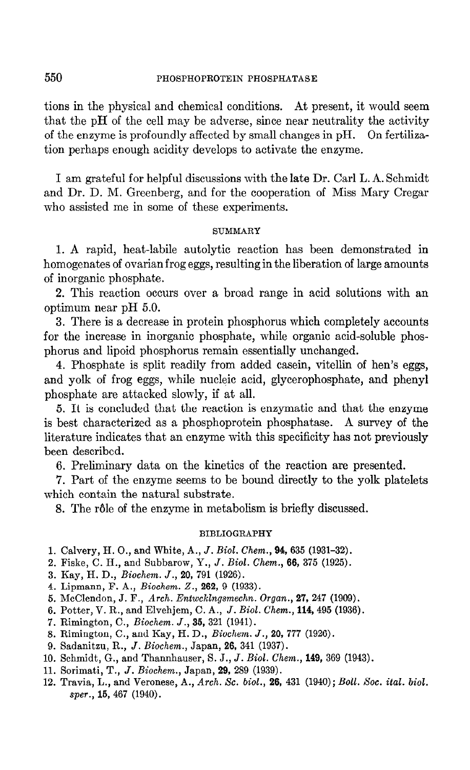tions in the physical and chemical conditions. At present, it would seem that the pH of the cell may be adverse, since near neutrality the activity of the enzyme is profoundly affected by small changes in pH. On fertilization perhaps enough acidity develops to activate the enzyme.

I am grateful for helpful discussions with the late Dr. Carl L. A. Schmidt and Dr. D. M. Greenberg, and for the cooperation of Miss Mary Cregar who assisted me in some of these experiments.

## SUMMARY

1. A rapid, heat-labile autolytic reaction has been demonstrated in homogenates of ovarian frog eggs, resulting in the liberation of large amounts of inorganic phosphate.

2. This reaction occurs over a broad range in acid solutions with an optimum near pH 5.0.

3. There is a decrease in protein phosphorus which completely accounts for the increase in inorganic phosphate, while organic acid-soluble phosphorus and lipoid phosphorus remain essentially unchanged.

4. Phosphate is split readily from added casein, vitellin of hen's eggs, and yolk of frog eggs, while nucleic acid, glycerophosphate, and phenyl phosphate are attacked slowly, if at all.

5. It is concluded that the reaction is enzymatic and that the enzyme is best characterized as a phosphoprotein phosphatase. A survey of the literature indicates that an enzyme with this specificity has not previously been described.

6. Preliminary data on the kinetics of the reaction are presented.

7. Part of the enzyme seems to be bound directly to the yolk platelets which contain the natural substrate.

8. The rôle of the enzyme in metabolism is briefly discussed.

## BIBLIOGRAPHY

1. Calvery, H. O., and White, A., *J. Biol. Chem.*, **94**, 635 (1931-32).
2. Fiske, C. H., and Subbarow, Y., *J. Biol. Chem.*, **66**, 375 (1925).
3. Kay, H. D., *Biochem. J.*, **20**, 791 (1926).
4. Lipmann, F. A., *Biochem. Z.*, **262**, 9 (1933).
5. McClendon, J. F., *Arch. Entwcklngsmechn. Organ.*, **27**, 247 (1909).
6. Potter, V. R., and Elvehjem, C. A., *J. Biol. Chem.*, **114**, 495 (1936).
7. Rimington, C., *Biochem. J.*, **35**, 321 (1941).
8. Rimington, C., and Kay, H. D., *Biochem. J.*, **20**, 777 (1926).
9. Sadanitzu, R., *J. Biochem.*, Japan, **26**, 341 (1937).
10. Schmidt, G., and Thannhauser, S. J., *J. Biol. Chem.*, **149**, 369 (1943).
11. Sorimati, T., *J. Biochem.*, Japan, **29**, 289 (1939).
12. Travia, L., and Veronese, A., *Arch. Sc. biol.*, **26**, 431 (1940); *Boll. Soc. ital. biol. sper.*, **15**, 467 (1940).